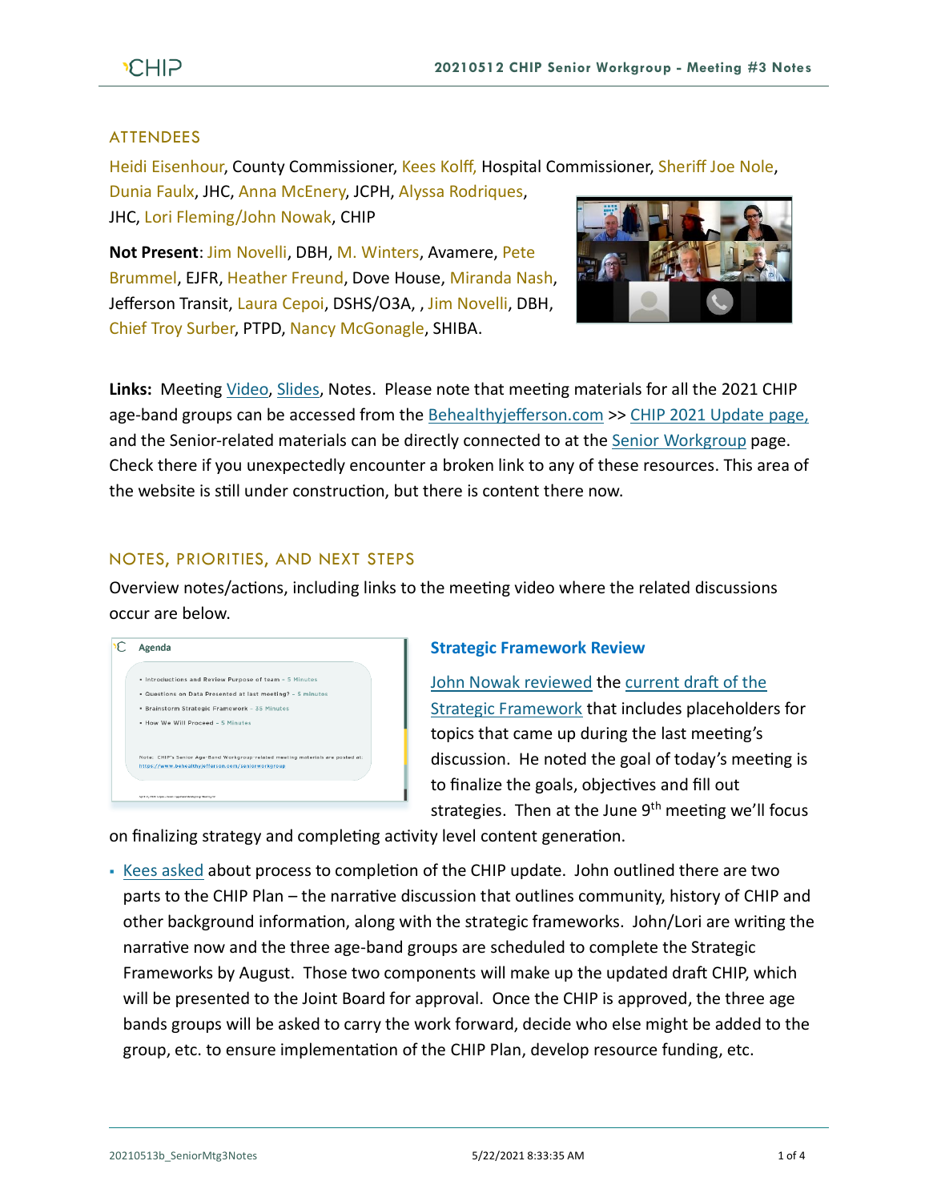## ATTENDEES

Heidi Eisenhour, County Commissioner, Kees Kolff, Hospital Commissioner, Sheriff Joe Nole, Dunia Faulx, JHC, Anna McEnery, JCPH, Alyssa Rodriques, JHC, Lori Fleming/John Nowak, CHIP

**Not Present**: Jim Novelli, DBH, M. Winters, Avamere, Pete Brummel, EJFR, Heather Freund, Dove House, Miranda Nash, Jefferson Transit, Laura Cepoi, DSHS/O3A, , Jim Novelli, DBH, Chief Troy Surber, PTPD, Nancy McGonagle, SHIBA.

**Links:** Meeting Video, Slides, Notes. Please note that meeting materials for all the 2021 CHIP age-band groups can be accessed from the Behealthyjefferson.com >> CHIP 2021 Update page, and the Senior-related materials can be directly connected to at the Senior Workgroup page. Check there if you unexpectedly encounter a broken link to any of these resources. This area of the website is still under construction, but there is content there now.

## NOTES, PRIORITIES, AND NEXT STEPS

Overview notes/actions, including links to the meeting video where the related discussions occur are below.

### Strategic Framework Review

John Nowak reviewed the current draft of the Strategic Framework that includes placeholders for topics that came up during the last meeting's discussion. He noted the goal of today's meeting is to finalize the goals, objectives and fill out strategies. Then at the June 9th meeting we'll focus on finalizing strategy and completing activity level content generation.

- Kees asked about process to completion of the CHIP update. John outlined there are two parts to the CHIP Plan – the narrative discussion that outlines community, history of CHIP and other background information, along with the strategic frameworks. John/Lori are writing the narrative now and the three age-band groups are scheduled to complete the Strategic Frameworks by August. Those two components will make up the updated draft CHIP, which will be presented to the Joint Board for approval. Once the CHIP is approved, the three age bands groups will be asked to carry the work forward, decide who else might be added to the group, etc. to ensure implementation of the CHIP Plan, develop resource funding, etc.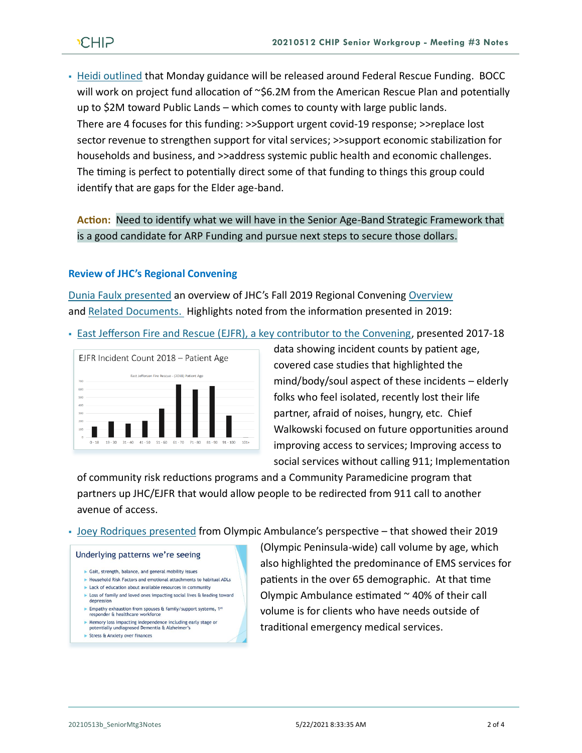- Heidi outlined that Monday guidance will be released around Federal Rescue Funding. BOCC will work on project fund allocation of ~$6.2M from the American Rescue Plan and potentially up to $2M toward Public Lands – which comes to county with large public lands. There are 4 focuses for this funding: >>Support urgent covid-19 response; >>replace lost sector revenue to strengthen support for vital services; >>support economic stabilization for households and business, and >>address systemic public health and economic challenges. The timing is perfect to potentially direct some of that funding to things this group could identify that are gaps for the Elder age-band.

**Action:** Need to identify what we will have in the Senior Age-Band Strategic Framework that is a good candidate for ARP Funding and pursue next steps to secure those dollars.

### Review of JHC's Regional Convening

Dunia Faulx presented an overview of JHC's Fall 2019 Regional Convening Overview and Related Documents. Highlights noted from the information presented in 2019:

- East Jefferson Fire and Rescue (EJFR), a key contributor to the Convening, presented 2017-18 data showing incident counts by patient age, covered case studies that highlighted the mind/body/soul aspect of these incidents – elderly folks who feel isolated, recently lost their life partner, afraid of noises, hungry, etc. Chief Walkowski focused on future opportunities around improving access to services; Improving access to social services without calling 911; Implementation of community risk reductions programs and a Community Paramedicine program that partners up JHC/EJFR that would allow people to be redirected from 911 call to another avenue of access.

EJFR Incident Count 2018 – Patient Age

- Joey Rodriques presented from Olympic Ambulance's perspective – that showed their 2019 (Olympic Peninsula-wide) call volume by age, which also highlighted the predominance of EMS services for patients in the over 65 demographic. At that time Olympic Ambulance estimated ~ 40% of their call volume is for clients who have needs outside of traditional emergency medical services.

Underlying patterns we're seeing

- Gait, strength, balance, and general mobility issues
- Household Risk Factors and emotional attachments to habitual ADLs
- Lack of education about available resources in community
- Loss of family and loved ones impacting social lives & leading toward depression
- Empathy exhaustion from spouses & family/support systems, 1st responder & healthcare workforce
- Memory loss impacting independence including early stage or potentially undiagnosed Dementia & Alzheimer's
- Stress & Anxiety over finances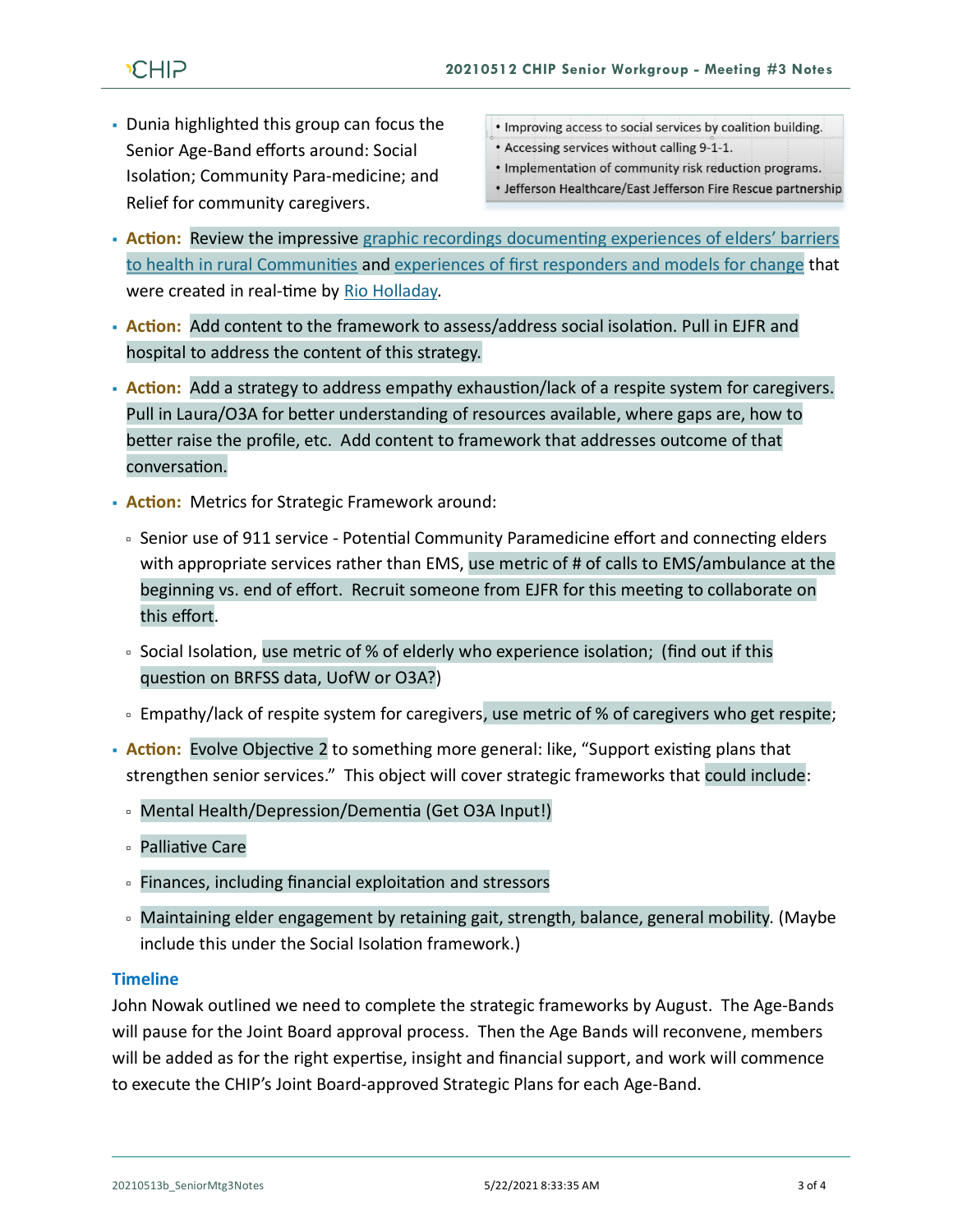- Dunia highlighted this group can focus the Senior Age-Band efforts around: Social Isolation; Community Para-medicine; and Relief for community caregivers.

  - Improving access to social services by coalition building.
  - Accessing services without calling 9-1-1.
  - Implementation of community risk reduction programs.
  - Jefferson Healthcare/East Jefferson Fire Rescue partnership

- **Action:** Review the impressive graphic recordings documenting experiences of elders' barriers to health in rural Communities and experiences of first responders and models for change that were created in real-time by Rio Holladay.
- **Action:** Add content to the framework to assess/address social isolation. Pull in EJFR and hospital to address the content of this strategy.
- **Action:** Add a strategy to address empathy exhaustion/lack of a respite system for caregivers. Pull in Laura/O3A for better understanding of resources available, where gaps are, how to better raise the profile, etc. Add content to framework that addresses outcome of that conversation.
- **Action:** Metrics for Strategic Framework around:
  - Senior use of 911 service - Potential Community Paramedicine effort and connecting elders with appropriate services rather than EMS, use metric of # of calls to EMS/ambulance at the beginning vs. end of effort. Recruit someone from EJFR for this meeting to collaborate on this effort.
  - Social Isolation, use metric of % of elderly who experience isolation; (find out if this question on BRFSS data, UofW or O3A?)
  - Empathy/lack of respite system for caregivers, use metric of % of caregivers who get respite;
- **Action:** Evolve Objective 2 to something more general: like, "Support existing plans that strengthen senior services." This object will cover strategic frameworks that could include:
  - Mental Health/Depression/Dementia (Get O3A Input!)
  - Palliative Care
  - Finances, including financial exploitation and stressors
  - Maintaining elder engagement by retaining gait, strength, balance, general mobility. (Maybe include this under the Social Isolation framework.)

## Timeline

John Nowak outlined we need to complete the strategic frameworks by August. The Age-Bands will pause for the Joint Board approval process. Then the Age Bands will reconvene, members will be added as for the right expertise, insight and financial support, and work will commence to execute the CHIP's Joint Board-approved Strategic Plans for each Age-Band.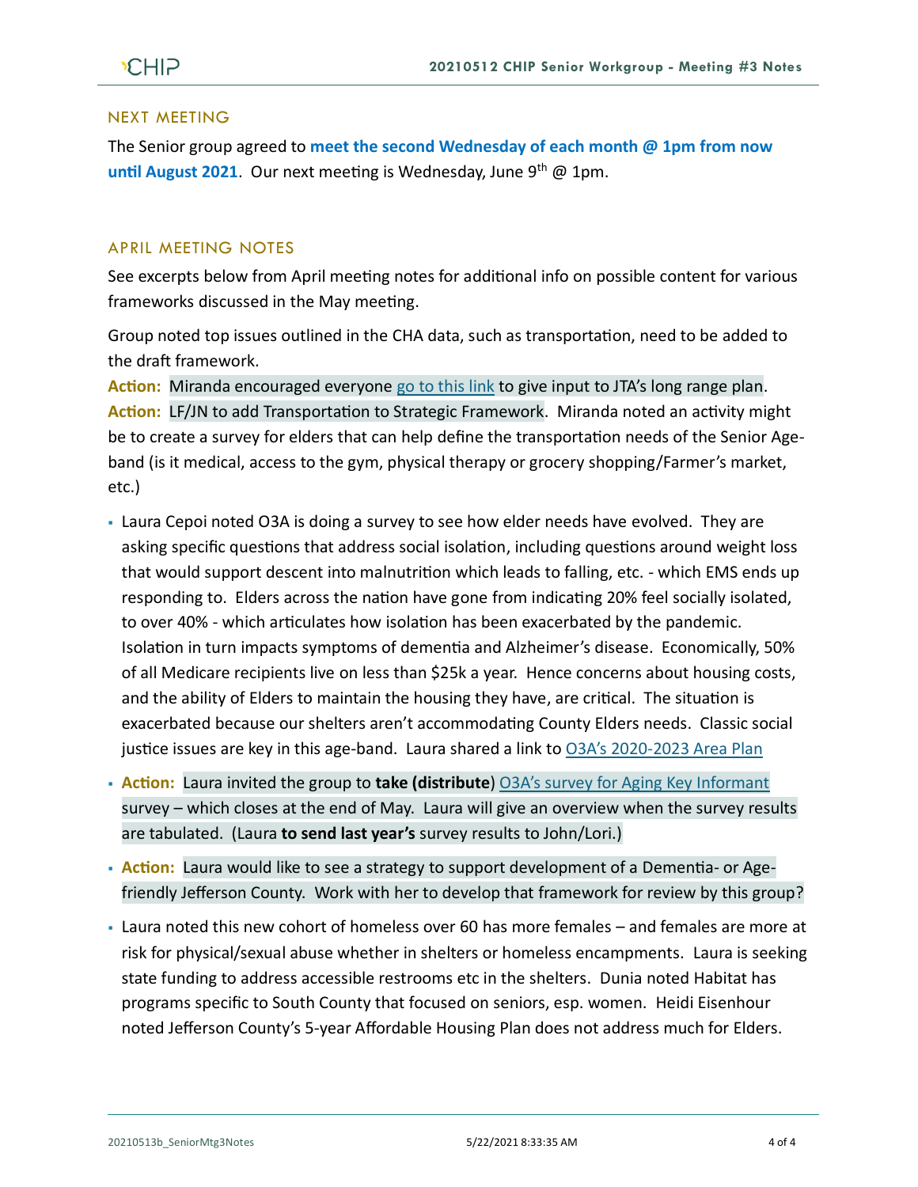## NEXT MEETING

The Senior group agreed to **meet the second Wednesday of each month @ 1pm from now until August 2021**. Our next meeting is Wednesday, June 9th @ 1pm.

## APRIL MEETING NOTES

See excerpts below from April meeting notes for additional info on possible content for various frameworks discussed in the May meeting.

Group noted top issues outlined in the CHA data, such as transportation, need to be added to the draft framework.

**Action:** Miranda encouraged everyone go to this link to give input to JTA's long range plan.
**Action:** LF/JN to add Transportation to Strategic Framework. Miranda noted an activity might be to create a survey for elders that can help define the transportation needs of the Senior Age-band (is it medical, access to the gym, physical therapy or grocery shopping/Farmer's market, etc.)

- Laura Cepoi noted O3A is doing a survey to see how elder needs have evolved. They are asking specific questions that address social isolation, including questions around weight loss that would support descent into malnutrition which leads to falling, etc. - which EMS ends up responding to. Elders across the nation have gone from indicating 20% feel socially isolated, to over 40% - which articulates how isolation has been exacerbated by the pandemic. Isolation in turn impacts symptoms of dementia and Alzheimer's disease. Economically, 50% of all Medicare recipients live on less than $25k a year. Hence concerns about housing costs, and the ability of Elders to maintain the housing they have, are critical. The situation is exacerbated because our shelters aren't accommodating County Elders needs. Classic social justice issues are key in this age-band. Laura shared a link to O3A's 2020-2023 Area Plan
- **Action:** Laura invited the group to **take (distribute)** O3A's survey for Aging Key Informant survey – which closes at the end of May. Laura will give an overview when the survey results are tabulated. (Laura **to send last year's** survey results to John/Lori.)
- **Action:** Laura would like to see a strategy to support development of a Dementia- or Age-friendly Jefferson County. Work with her to develop that framework for review by this group?
- Laura noted this new cohort of homeless over 60 has more females – and females are more at risk for physical/sexual abuse whether in shelters or homeless encampments. Laura is seeking state funding to address accessible restrooms etc in the shelters. Dunia noted Habitat has programs specific to South County that focused on seniors, esp. women. Heidi Eisenhour noted Jefferson County's 5-year Affordable Housing Plan does not address much for Elders.